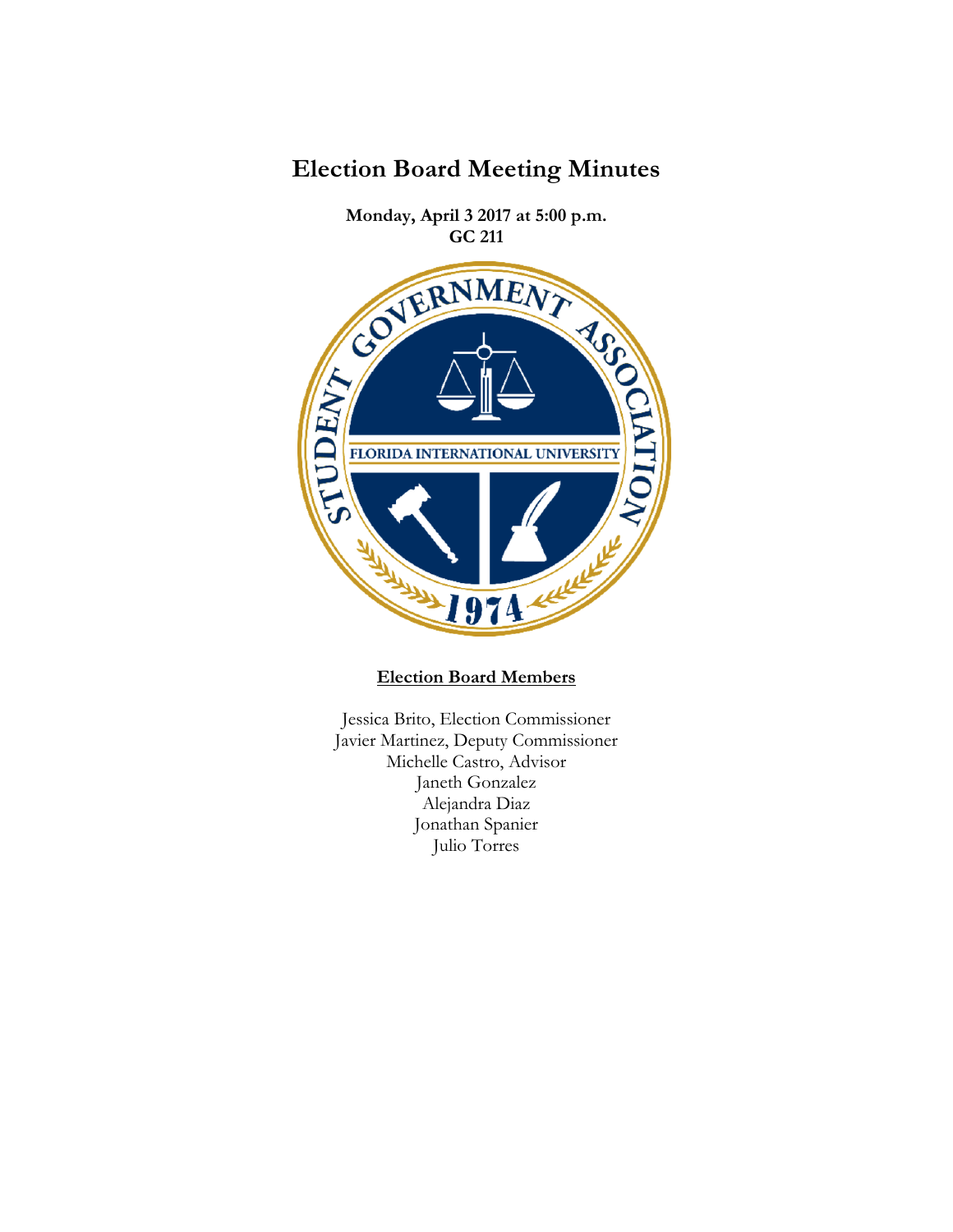# Election Board Meeting Minutes

**Monday, April 3 2017 at 5:00 p.m.**
**GC 211**

**<u>Election Board Members</u>**

Jessica Brito, Election Commissioner
Javier Martinez, Deputy Commissioner
Michelle Castro, Advisor
Janeth Gonzalez
Alejandra Diaz
Jonathan Spanier
Julio Torres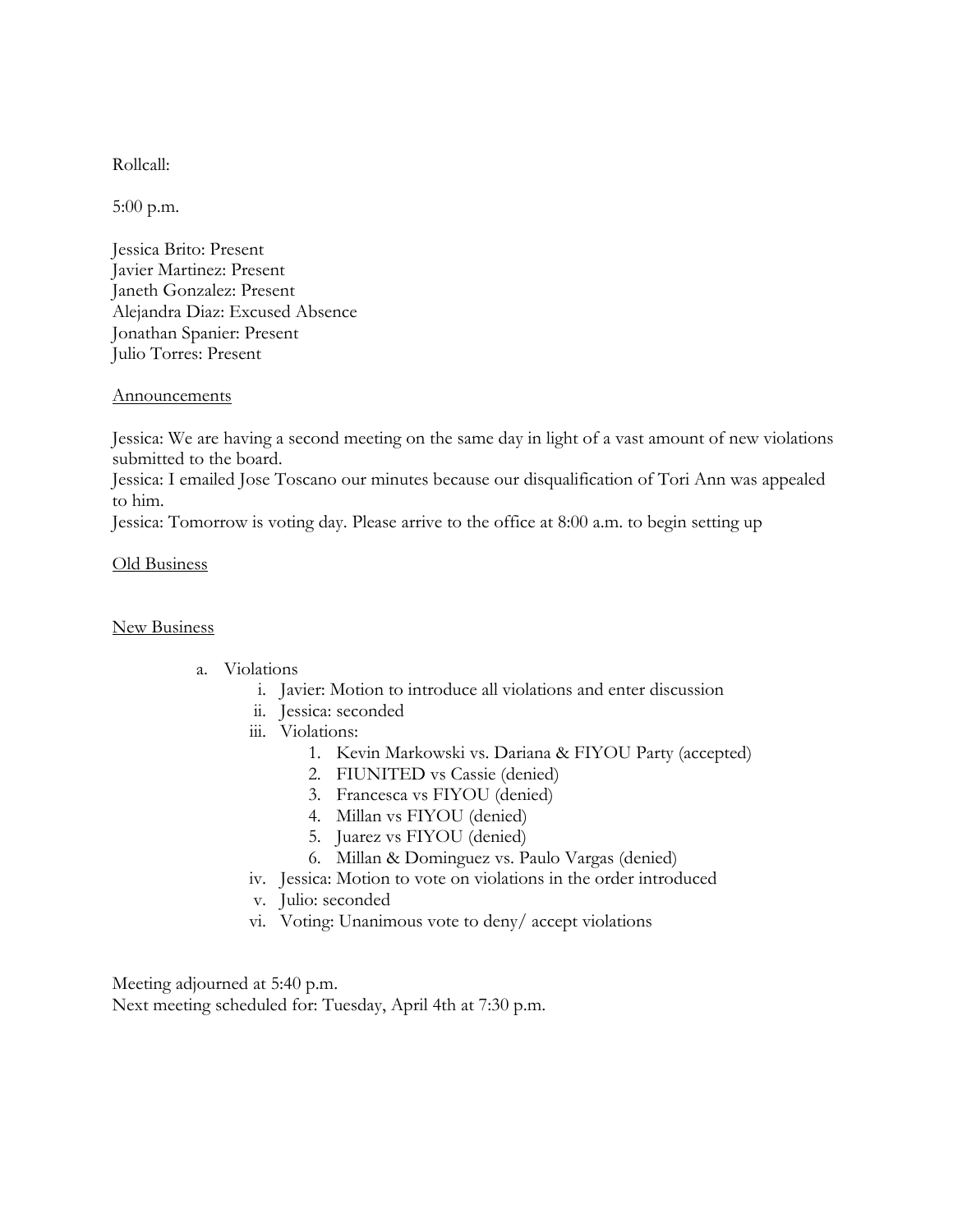Rollcall:

5:00 p.m.

Jessica Brito: Present
Javier Martinez: Present
Janeth Gonzalez: Present
Alejandra Diaz: Excused Absence
Jonathan Spanier: Present
Julio Torres: Present

<u>Announcements</u>

Jessica: We are having a second meeting on the same day in light of a vast amount of new violations submitted to the board.
Jessica: I emailed Jose Toscano our minutes because our disqualification of Tori Ann was appealed to him.
Jessica: Tomorrow is voting day. Please arrive to the office at 8:00 a.m. to begin setting up

<u>Old Business</u>

<u>New Business</u>

a. Violations
    i. Javier: Motion to introduce all violations and enter discussion
    ii. Jessica: seconded
    iii. Violations:
        1. Kevin Markowski vs. Dariana & FIYOU Party (accepted)
        2. FIUNITED vs Cassie (denied)
        3. Francesca vs FIYOU (denied)
        4. Millan vs FIYOU (denied)
        5. Juarez vs FIYOU (denied)
        6. Millan & Dominguez vs. Paulo Vargas (denied)
    iv. Jessica: Motion to vote on violations in the order introduced
    v. Julio: seconded
    vi. Voting: Unanimous vote to deny/ accept violations

Meeting adjourned at 5:40 p.m.
Next meeting scheduled for: Tuesday, April 4th at 7:30 p.m.